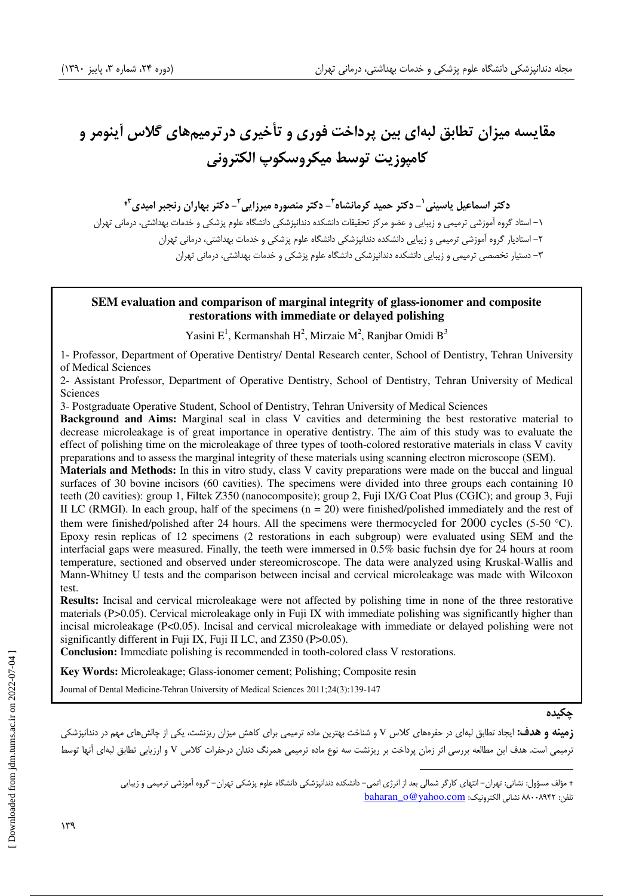# مقایسه میزان تطابق لبه‌ای بین پرداخت فوری و تأخیری درترمیم‌های گلاس آینومر و کامپوزیت توسط میکروسکوپ الکترونی

**دکتر اسماعیل یاسینی[۱]- دکتر حمید کرمانشاه[۲]- دکتر منصوره میرزایی[۲]- دکتر بهاران رنجبر امیدی[۳+]**

۱- استاد گروه آموزشی ترمیمی و زیبایی و عضو مرکز تحقیقات دانشکده دندانپزشکی دانشگاه علوم پزشکی و خدمات بهداشتی، درمانی تهران

۲- استادیار گروه آموزشی ترمیمی و زیبایی دانشکده دندانپزشکی دانشگاه علوم پزشکی و خدمات بهداشتی، درمانی تهران

۳- دستیار تخصصی ترمیمی و زیبایی دانشکده دندانپزشکی دانشگاه علوم پزشکی و خدمات بهداشتی، درمانی تهران

## SEM evaluation and comparison of marginal integrity of glass-ionomer and composite restorations with immediate or delayed polishing

Yasini E[1], Kermanshah H[2], Mirzaie M[2], Ranjbar Omidi B[3]

1- Professor, Department of Operative Dentistry/ Dental Research center, School of Dentistry, Tehran University of Medical Sciences

2- Assistant Professor, Department of Operative Dentistry, School of Dentistry, Tehran University of Medical Sciences

3- Postgraduate Operative Student, School of Dentistry, Tehran University of Medical Sciences

**Background and Aims:** Marginal seal in class V cavities and determining the best restorative material to decrease microleakage is of great importance in operative dentistry. The aim of this study was to evaluate the effect of polishing time on the microleakage of three types of tooth-colored restorative materials in class V cavity preparations and to assess the marginal integrity of these materials using scanning electron microscope (SEM).

**Materials and Methods:** In this in vitro study, class V cavity preparations were made on the buccal and lingual surfaces of 30 bovine incisors (60 cavities). The specimens were divided into three groups each containing 10 teeth (20 cavities): group 1, Filtek Z350 (nanocomposite); group 2, Fuji IX/G Coat Plus (CGIC); and group 3, Fuji II LC (RMGI). In each group, half of the specimens (n = 20) were finished/polished immediately and the rest of them were finished/polished after 24 hours. All the specimens were thermocycled for 2000 cycles (5-50 °C). Epoxy resin replicas of 12 specimens (2 restorations in each subgroup) were evaluated using SEM and the interfacial gaps were measured. Finally, the teeth were immersed in 0.5% basic fuchsin dye for 24 hours at room temperature, sectioned and observed under stereomicroscope. The data were analyzed using Kruskal-Wallis and Mann-Whitney U tests and the comparison between incisal and cervical microleakage was made with Wilcoxon test.

**Results:** Incisal and cervical microleakage were not affected by polishing time in none of the three restorative materials ($P>0.05$). Cervical microleakage only in Fuji IX with immediate polishing was significantly higher than incisal microleakage ($P<0.05$). Incisal and cervical microleakage with immediate or delayed polishing were not significantly different in Fuji IX, Fuji II LC, and Z350 ($P>0.05$).

**Conclusion:** Immediate polishing is recommended in tooth-colored class V restorations.

**Key Words:** Microleakage; Glass-ionomer cement; Polishing; Composite resin

Journal of Dental Medicine-Tehran University of Medical Sciences 2011;24(3):139-147

## چکیده

**زمینه و هدف:** ایجاد تطابق لبه‌ای در حفره‌های کلاس V و شناخت بهترین ماده ترمیمی برای کاهش میزان ریزنشت، یکی از چالش‌های مهم در دندانپزشکی ترمیمی است. هدف این مطالعه بررسی اثر زمان پرداخت بر ریزنشت سه نوع ماده ترمیمی همرنگ دندان درحفرات کلاس V و ارزیابی تطابق لبه‌ای آنها توسط

+ مؤلف مسؤول: نشانی: تهران- انتهای کارگر شمالی بعد از انرژی اتمی- دانشکده دندانپزشکی دانشگاه علوم پزشکی تهران- گروه آموزشی ترمیمی و زیبایی

تلفن: ۸۸۰۰۸۹۴۲ نشانی الکترونیک: baharan_o@yahoo.com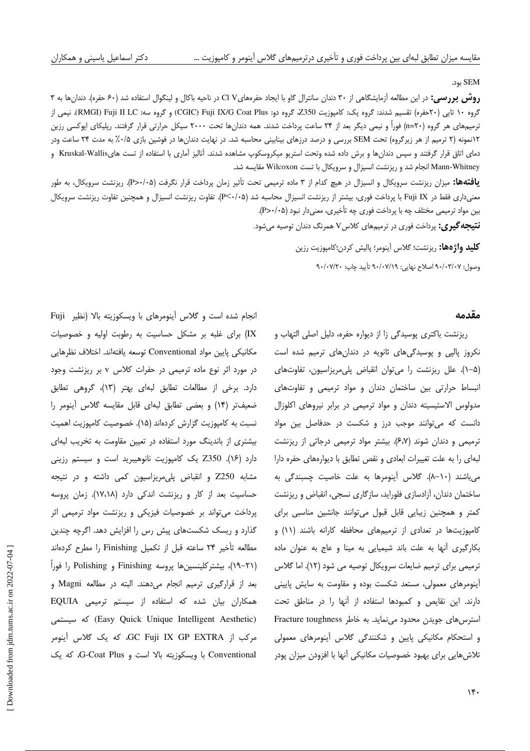SEM بود.

**روش بررسی:** در این مطالعه آزمایشگاهی از ۳۰ دندان سانترال گاو با ایجاد حفره‌های Cl V در ناحیه باکال و لینگوال استفاده شد (۶۰ حفره). دندان‌ها به ۳ گروه ۱۰ تایی (۲۰حفره) تقسیم شدند: گروه یک: کامپوزیت Z350، گروه دو: (CGIC) Fuji IX/G Coat Plus و گروه سه: (RMGI) Fuji II LC. نیمی از ترمیم‌های هر گروه (n=۲۰) فوراً و نیمی دیگر بعد از ۲۴ ساعت پرداخت شدند. همه دندان‌ها تحت ۲۰۰۰ سیکل حرارتی قرار گرفتند. رپلیکای اپوکسی رزین ۱۲نمونه (۲ ترمیم از هر زیرگروه) تحت SEM بررسی و درصد درزهای بینابینی محاسبه شد. در نهایت دندان‌ها در فوشین بازی ۰/۵٪ به مدت ۲۴ ساعت ودر دمای اتاق قرار گرفتند و سپس دندان‌ها و برش داده شده وتحت استریو میکروسکوپ مشاهده شدند. آنالیز آماری با استفاده از تست های Kruskal-Wallis و Mann-Whitney انجام شد و ریزنشت انسیزال و سرویکال با تست Wilcoxon مقایسه شد.

**یافته‌ها:** میزان ریزنشت سرویکال و انسیزال در هیچ کدام از ۳ ماده ترمیمی تحت تأثیر زمان پرداخت قرار نگرفت (P>۰/۰۵). ریزنشت سرویکال، به طور معنی‌داری فقط در Fuji IX با پرداخت فوری، بیشتر از ریزنشت انسیزال محاسبه شد (P<۰/۰۵). تفاوت ریزنشت انسیزال و همچنین تفاوت ریزنشت سرویکال بین مواد ترمیمی مختلف چه با پرداخت فوری چه تأخیری، معنی‌دار نبود (P>۰/۰۵).

**نتیجه‌گیری:** پرداخت فوری در ترمیم‌های کلاسV همرنگ دندان توصیه می‌شود.

**کلید واژه‌ها:** ریزنشت؛ گلاس آینومر؛ پالیش کردن؛کامپوزیت رزین

وصول: ۹۰/۰۳/۰۷ اصلاح نهایی: ۹۰/۰۷/۱۹ تأیید چاپ: ۹۰/۰۷/۲۰

## مقدمه

ریزنشت باکتری پوسیدگی زا از دیواره حفره، دلیل اصلی التهاب و نکروز پالپی و پوسیدگی‌های ثانویه در دندان‌های ترمیم شده است (۵-۱). علل ریزنشت را می‌توان انقباض پلی‌مریزاسیون، تفاوت‌های انبساط حرارتی بین ساختمان دندان و مواد ترمیمی و تفاوت‌های مدولوس الاستیسیته دندان و مواد ترمیمی در برابر نیروهای اکلوزال دانست که می‌توانند موجب درز و شکست در حدفاصل بین مواد ترمیمی و دندان شوند (۶،۷). بیشتر مواد ترمیمی درجاتی از ریزنشت لبه‌ای را به علت تغییرات ابعادی و نقص تطابق با دیواره‌های حفره دارا می‌باشند (۱۰-۸). گلاس آینومرها به علت خاصیت چسبندگی به ساختمان دندان، آزادسازی فلوراید، سازگاری نسجی، انقباض و ریزنشت کمتر و همچنین زیبایی قابل قبول می‌توانند جانشین مناسبی برای کامپوزیت‌ها در تعدادی از ترمیم‌های محافظه کارانه باشند (۱۱) و بکارگیری آنها به علت باند شیمیایی به مینا و عاج به عنوان ماده ترمیمی برای ترمیم ضایعات سرویکال توصیه می شود (۱۲). اما گلاس آینومرهای معمولی، مستعد شکست بوده و مقاومت به سایش پایینی دارند. این نقایص و کمبودها استفاده از آنها را در مناطق تحت استرس‌های جویدن محدود می‌نماید. به خاطر Fracture toughness و استحکام مکانیکی پایین و شکنندگی گلاس آینومرهای معمولی تلاش‌هایی برای بهبود خصوصیات مکانیکی آنها با افزودن میزان پودر انجام شده است و گلاس آینومرهای با ویسکوزیته بالا (نظیر Fuji IX) برای غلبه بر مشکل حساسیت به رطوبت اولیه و خصوصیات مکانیکی پایین مواد Conventional توسعه یافته‌اند. اختلاف نظرهایی در مورد اثر نوع ماده ترمیمی در حفرات کلاس v بر ریزنشت وجود دارد. برخی از مطالعات تطابق لبه‌ای بهتر (۱۳)، گروهی تطابق ضعیف‌تر (۱۴) و بعضی تطابق لبه‌ای قابل مقایسه گلاس آینومر را نسبت به کامپوزیت گزارش کرده‌اند (۱۵). خصوصیت کامپوزیت اهمیت بیشتری از باندینگ مورد استفاده در تعیین مقاومت به تخریب لبه‌ای دارد (۱۶). Z350 یک کامپوزیت نانوهیبرید است و سیستم رزینی مشابه Z250 و انقباض پلی‌مریزاسیون کمی داشته و در نتیجه حساسیت بعد از کار و ریزنشت اندکی دارد (۱۷،۱۸). زمان پروسه پرداخت می‌تواند بر خصوصیات فیزیکی و ریزنشت مواد ترمیمی اثر گذارد و ریسک شکست‌های پیش رس را افزایش دهد. اگرچه چندین مطالعه تأخیر ۲۴ ساعته قبل از تکمیل Finishing را مطرح کرده‌اند (۲۱-۱۹)، بیشترکلینسین‌ها پروسه Finishing و Polishing را فوراً بعد از قرارگیری ترمیم انجام می‌دهند. البته در مطالعه Magni و همکاران بیان شده که استفاده از سیستم ترمیمی EQUIA (Easy Quick Unique Intelligent Aesthetic) که سیستمی مرکب از GC Fuji IX GP EXTRA، که یک گلاس آینومر Conventional با ویسکوزیته بالا است و G-Coat Plus، که یک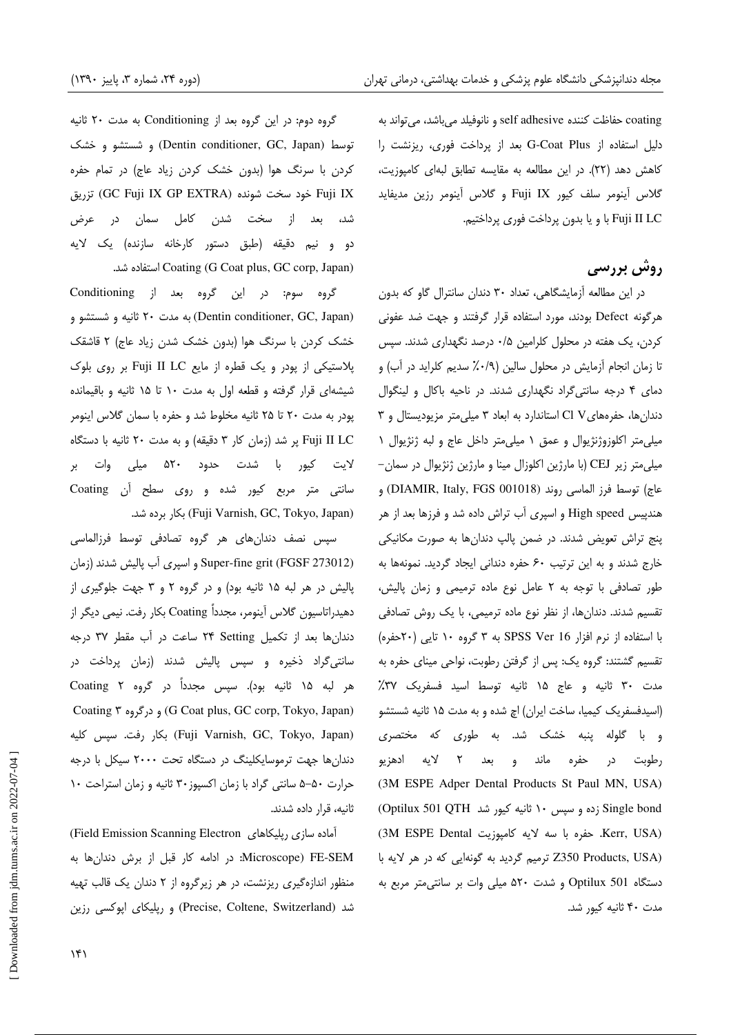coating حفاظت کننده self adhesive و نانوفیلد می‌باشد، می‌تواند به دلیل استفاده از G-Coat Plus بعد از پرداخت فوری، ریزنشت را کاهش دهد (۲۲). در این مطالعه به مقایسه تطابق لبه‌ای کامپوزیت، گلاس آینومر سلف کیور Fuji IX و گلاس آینومر رزین مدیفاید Fuji II LC با و یا بدون پرداخت فوری پرداختیم.

## روش بررسی

در این مطالعه آزمایشگاهی، تعداد ۳۰ دندان سانترال گاو که بدون هرگونه Defect بودند، مورد استفاده قرار گرفتند و جهت ضد عفونی کردن، یک هفته در محلول کلرامین ۰/۵ درصد نگهداری شدند. سپس تا زمان انجام آزمایش در محلول سالین (۰/۹٪ سدیم کلراید در آب) و دمای ۴ درجه سانتی‌گراد نگهداری شدند. در ناحیه باکال و لینگوال دندان‌ها، حفره‌های Cl V استاندارد به ابعاد ۳ میلی‌متر مزیودیستال و ۳ میلی‌متر اکلوزوژنژیوال و عمق ۱ میلی‌متر داخل عاج و لبه ژنژیوال ۱ میلی‌متر زیر CEJ (با مارژین اکلوزال مینا و مارژین ژنژیوال در سمان-عاج) توسط فرز الماسی روند (DIAMIR, Italy, FGS 001018) و هندپیس High speed و اسپری آب تراش داده شد و فرزها بعد از هر پنج تراش تعویض شدند. در ضمن پالپ دندان‌ها به صورت مکانیکی خارج شدند و به این ترتیب ۶۰ حفره دندانی ایجاد گردید. نمونه‌ها به طور تصادفی با توجه به ۲ عامل نوع ماده ترمیمی و زمان پالیش، تقسیم شدند. دندان‌ها، از نظر نوع ماده ترمیمی، با یک روش تصادفی با استفاده از نرم افزار SPSS Ver 16 به ۳ گروه ۱۰ تایی (۲۰حفره) تقسیم گشتند: گروه یک: پس از گرفتن رطوبت، نواحی مینای حفره به مدت ۳۰ ثانیه و عاج ۱۵ ثانیه توسط اسید فسفریک ۳۷٪ (اسیدفسفریک کیمیا، ساخت ایران) اچ شده و به مدت ۱۵ ثانیه شستشو و با گلوله پنبه خشک شد. به طوری که مختصری رطوبت در حفره ماند و بعد ۲ لایه ادهزیو (3M ESPE Adper Dental Products St Paul MN, USA) Single bond زده و سپس ۱۰ ثانیه کیور شد (Optilux 501 QTH Kerr, USA). حفره با سه لایه کامپوزیت (3M ESPE Dental Z350 Products, USA) ترمیم گردید به گونه‌ای که در هر لایه با دستگاه Optilux 501 و شدت ۵۲۰ میلی وات بر سانتی‌متر مربع به مدت ۴۰ ثانیه کیور شد.

گروه دوم: در این گروه بعد از Conditioning به مدت ۲۰ ثانیه توسط (Dentin conditioner, GC, Japan) و شستشو و خشک کردن با سرنگ هوا (بدون خشک کردن زیاد عاج) در تمام حفره Fuji IX خود سخت شونده (GC Fuji IX GP EXTRA) تزریق شد، بعد از سخت شدن کامل سمان در عرض دو و نیم دقیقه (طبق دستور کارخانه سازنده) یک لایه Coating (G Coat plus, GC corp, Japan) استفاده شد.

گروه سوم: در این گروه بعد از Conditioning (Dentin conditioner, GC, Japan) به مدت ۲۰ ثانیه و شستشو و خشک کردن با سرنگ هوا (بدون خشک شدن زیاد عاج) ۲ قاشقک پلاستیکی از پودر و یک قطره از مایع Fuji II LC بر روی بلوک شیشه‌ای قرار گرفته و قطعه اول به مدت ۱۰ تا ۱۵ ثانیه و باقیمانده پودر به مدت ۲۰ تا ۲۵ ثانیه مخلوط شد و حفره با سمان گلاس اینومر Fuji II LC پر شد (زمان کار ۳ دقیقه) و به مدت ۲۰ ثانیه با دستگاه لایت کیور با شدت حدود ۵۲۰ میلی وات بر سانتی متر مربع کیور شده و روی سطح آن Coating (Fuji Varnish, GC, Tokyo, Japan) بکار برده شد.

سپس نصف دندان‌های هر گروه تصادفی توسط فرزالماسی Super-fine grit (FGSF 273012) و اسپری آب پالیش شدند (زمان پالیش در هر لبه ۱۵ ثانیه بود) و در گروه ۲ و ۳ جهت جلوگیری از دهیدراتاسیون گلاس آینومر، مجدداً Coating بکار رفت. نیمی دیگر از دندان‌ها بعد از تکمیل Setting ۲۴ ساعت در آب مقطر ۳۷ درجه سانتی‌گراد ذخیره و سپس پالیش شدند (زمان پرداخت در هر لبه ۱۵ ثانیه بود). سپس مجدداً در گروه ۲ Coating (G Coat plus, GC corp, Tokyo, Japan) و درگروه ۳ Coating (Fuji Varnish, GC, Tokyo, Japan) بکار رفت. سپس کلیه دندان‌ها جهت ترموسایکلینگ در دستگاه تحت ۲۰۰۰ سیکل با درجه حرارت ۵۰-۵ سانتی گراد با زمان اکسپوز ۳۰ ثانیه و زمان استراحت ۱۰ ثانیه، قرار داده شدند.

آماده سازی رپلیکاهای (Field Emission Scanning Electron Microscope) FE-SEM: در ادامه کار قبل از برش دندان‌ها به منظور اندازه‌گیری ریزنشت، در هر زیرگروه از ۲ دندان یک قالب تهیه شد (Precise, Coltene, Switzerland) و رپلیکای اپوکسی رزین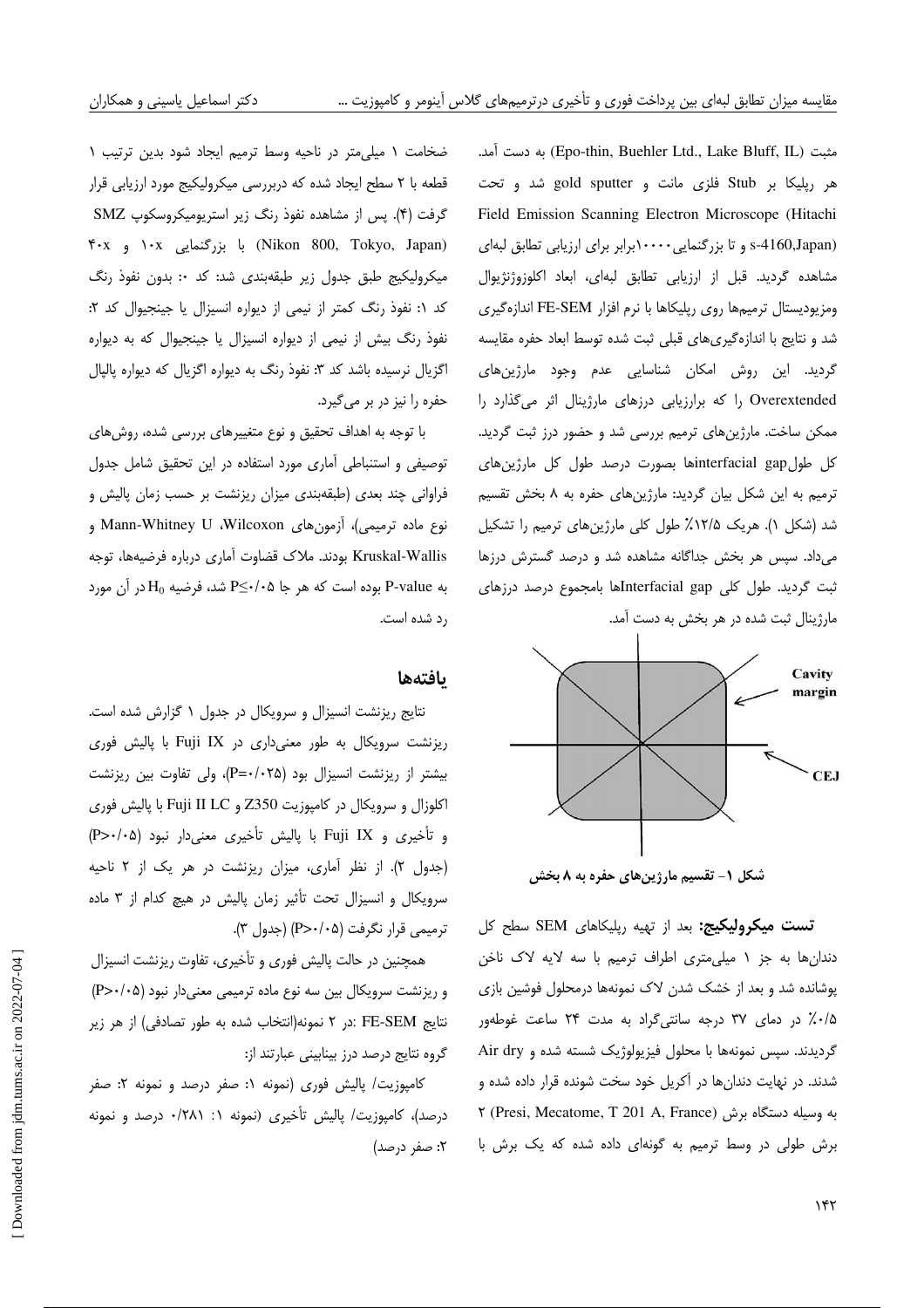مثبت (Epo-thin, Buehler Ltd., Lake Bluff, IL) به دست آمد. هر رپلیکا بر Stub فلزی مانت و gold sputter شد و تحت Field Emission Scanning Electron Microscope (Hitachi s-4160,Japan) و تا بزرگنمایی ۱۰۰۰۰برابر برای ارزیابی تطابق لبه‌ای مشاهده گردید. قبل از ارزیابی تطابق لبه‌ای، ابعاد اکلوزوژنژیوال ومزیودیستال ترمیم‌ها روی رپلیکاها با نرم افزار FE-SEM اندازه‌گیری شد و نتایج با اندازه‌گیری‌های قبلی ثبت شده توسط ابعاد حفره مقایسه گردید. این روش امکان شناسایی عدم وجود مارژین‌های Overextended را که برارزیابی درزهای مارژینال اثر می‌گذارد را ممکن ساخت. مارژین‌های ترمیم بررسی شد و حضور درز ثبت گردید. کل طولinterfacial gapها بصورت درصد طول کل مارژین‌های ترمیم به این شکل بیان گردید: مارژین‌های حفره به ۸ بخش تقسیم شد (شکل ۱). هریک ۱۲/۵٪ طول کلی مارژین‌های ترمیم را تشکیل می‌داد. سپس هر بخش جداگانه مشاهده شد و درصد گسترش درزها ثبت گردید. طول کلی Interfacial gapها بامجموع درصد درزهای مارژینال ثبت شده در هر بخش به دست آمد.

Cavity margin

CEJ

**شکل ۱- تقسیم مارژین‌های حفره به ۸ بخش**

**تست میکرولیکیج:** بعد از تهیه رپلیکاهای SEM سطح کل دندان‌ها به جز ۱ میلی‌متری اطراف ترمیم با سه لایه لاک ناخن پوشانده شد و بعد از خشک شدن لاک نمونه‌ها درمحلول فوشین بازی ۰/۵٪ در دمای ۳۷ درجه سانتی‌گراد به مدت ۲۴ ساعت غوطه‌ور گردیدند. سپس نمونه‌ها با محلول فیزیولوژیک شسته شده و Air dry شدند. در نهایت دندان‌ها در آکریل خود سخت شونده قرار داده شده و به وسیله دستگاه برش (Presi, Mecatome, T 201 A, France) ۲ برش طولی در وسط ترمیم به گونه‌ای داده شده که یک برش با ضخامت ۱ میلی‌متر در ناحیه وسط ترمیم ایجاد شود بدین ترتیب ۱ قطعه با ۲ سطح ایجاد شده که دربررسی میکرولیکیج مورد ارزیابی قرار گرفت (۴). پس از مشاهده نفوذ رنگ زیر استریومیکروسکوپ SMZ (Nikon 800, Tokyo, Japan) با بزرگنمایی ۱۰x و ۴۰x میکرولیکیج طبق جدول زیر طبقه‌بندی شد: کد ۰: بدون نفوذ رنگ کد ۱: نفوذ رنگ کمتر از نیمی از دیواره انسیزال یا جینجیوال کد ۲: نفوذ رنگ بیش از نیمی از دیواره انسیزال یا جینجیوال که به دیواره اگزیال نرسیده باشد کد ۳: نفوذ رنگ به دیواره اگزیال که دیواره پالپال حفره را نیز در بر می‌گیرد.

با توجه به اهداف تحقیق و نوع متغیرهای بررسی شده، روش‌های توصیفی و استنباطی آماری مورد استفاده در این تحقیق شامل جدول فراوانی چند بعدی (طبقه‌بندی میزان ریزنشت بر حسب زمان پالیش و نوع ماده ترمیمی)، آزمون‌های Mann-Whitney U ،Wilcoxon و Kruskal-Wallis بودند. ملاک قضاوت آماری درباره فرضیه‌ها، توجه به P-value بوده است که هر جا $P \leq ۰/۰۵$ شد، فرضیه $H_0$ در آن مورد رد شده است.

## یافته‌ها

نتایج ریزنشت انسیزال و سرویکال در جدول ۱ گزارش شده است. ریزنشت سرویکال به طور معنی‌داری در Fuji IX با پالیش فوری بیشتر از ریزنشت انسیزال بود (P=۰/۰۲۵)، ولی تفاوت بین ریزنشت اکلوزال و سرویکال در کامپوزیت Z350 و Fuji II LC با پالیش فوری و تأخیری و Fuji IX با پالیش تأخیری معنی‌دار نبود (P>۰/۰۵) (جدول ۲). از نظر آماری، میزان ریزنشت در هر یک از ۲ ناحیه سرویکال و انسیزال تحت تأثیر زمان پالیش در هیچ کدام از ۳ ماده ترمیمی قرار نگرفت (P>۰/۰۵) (جدول ۳).

همچنین در حالت پالیش فوری و تأخیری، تفاوت ریزنشت انسیزال و ریزنشت سرویکال بین سه نوع ماده ترمیمی معنی‌دار نبود (P>۰/۰۵) نتایج FE-SEM :در ۲ نمونه(انتخاب شده به طور تصادفی) از هر زیر گروه نتایج درصد درز بینابینی عبارتند از:

کامپوزیت/ پالیش فوری (نمونه ۱: صفر درصد و نمونه ۲: صفر درصد)، کامپوزیت/ پالیش تأخیری (نمونه ۱: ۰/۲۸۱ درصد و نمونه ۲: صفر درصد)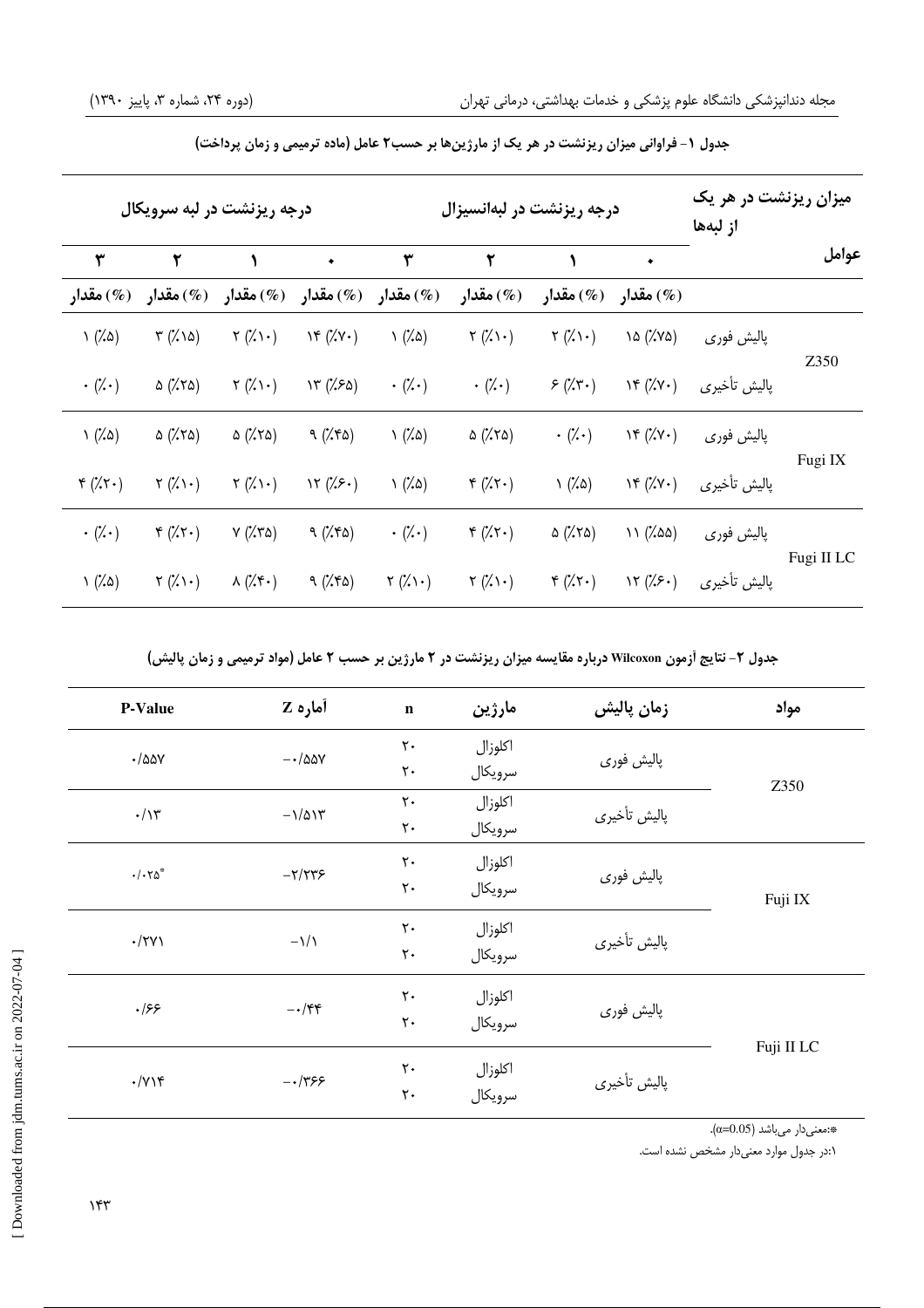**جدول ۱- فراوانی میزان ریزنشت در هر یک از مارژین‌ها بر حسب۲ عامل (ماده ترمیمی و زمان پرداخت)**

| عوامل | میزان ریزنشت در هر یک از لبه‌ها | درجه ریزنشت در لبه‌انسیزال | | | | درجه ریزنشت در لبه سرویکال | | | |
|---|---|---|---|---|---|---|---|---|---|
| | | ۰ | ۱ | ۲ | ۳ | ۰ | ۱ | ۲ | ۳ |
| | | (%) مقدار | (%) مقدار | (%) مقدار | (%) مقدار | (%) مقدار | (%) مقدار | (%) مقدار | (%) مقدار |
| Z350 | پالیش فوری | (٪۷۵) ۱۵ | (٪۱۰) ۲ | (٪۱۰) ۲ | (٪۵) ۱ | (٪۷۰) ۱۴ | (٪۱۰) ۲ | (٪۱۵) ۳ | (٪۵) ۱ |
| | پالیش تأخیری | (٪۷۰) ۱۴ | (٪۳۰) ۶ | (٪۰) ۰ | (٪۰) ۰ | (٪۶۵) ۱۳ | (٪۱۰) ۲ | (٪۲۵) ۵ | (٪۰) ۰ |
| Fugi IX | پالیش فوری | (٪۷۰) ۱۴ | (٪۰) ۰ | (٪۲۵) ۵ | (٪۵) ۱ | (٪۴۵) ۹ | (٪۲۵) ۵ | (٪۲۵) ۵ | (٪۵) ۱ |
| | پالیش تأخیری | (٪۷۰) ۱۴ | (٪۵) ۱ | (٪۲۰) ۴ | (٪۵) ۱ | (٪۶۰) ۱۲ | (٪۱۰) ۲ | (٪۱۰) ۲ | (٪۲۰) ۴ |
| Fugi II LC | پالیش فوری | (٪۵۵) ۱۱ | (٪۲۵) ۵ | (٪۲۰) ۴ | (٪۰) ۰ | (٪۴۵) ۹ | (٪۳۵) ۷ | (٪۲۰) ۴ | (٪۰) ۰ |
| | پالیش تأخیری | (٪۶۰) ۱۲ | (٪۲۰) ۴ | (٪۱۰) ۲ | (٪۱۰) ۲ | (٪۴۵) ۹ | (٪۴۰) ۸ | (٪۱۰) ۲ | (٪۵) ۱ |

**جدول ۲- نتایج آزمون Wilcoxon درباره مقایسه میزان ریزنشت در ۲ مارژین بر حسب ۲ عامل (مواد ترمیمی و زمان پالیش)**

| مواد | زمان پالیش | مارژین | n | آماره Z | P-Value |
|---|---|---|---|---|---|
| Z350 | پالیش فوری | اکلوزال / سرویکال | ۲۰ / ۲۰ | -۰/۵۵۷ | ۰/۵۵۷ |
| | پالیش تأخیری | اکلوزال / سرویکال | ۲۰ / ۲۰ | -۱/۵۱۳ | ۰/۱۳ |
| Fuji IX | پالیش فوری | اکلوزال / سرویکال | ۲۰ / ۲۰ | -۲/۲۳۶ | *۰/۰۲۵ |
| | پالیش تأخیری | اکلوزال / سرویکال | ۲۰ / ۲۰ | -۱/۱ | ۰/۲۷۱ |
| Fuji II LC | پالیش فوری | اکلوزال / سرویکال | ۲۰ / ۲۰ | -۰/۴۴ | ۰/۶۶ |
| | پالیش تأخیری | اکلوزال / سرویکال | ۲۰ / ۲۰ | -۰/۳۶۶ | ۰/۷۱۴ |

*:معنی‌دار می‌باشد ($\alpha$=0.05).

۱:در جدول موارد معنی‌دار مشخص نشده است.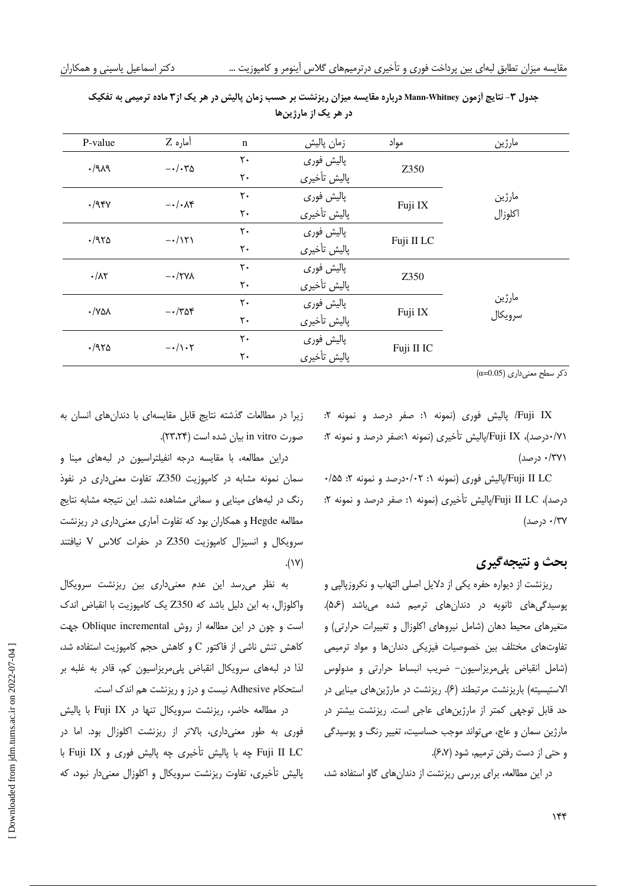**جدول ۳- نتایج آزمون Mann-Whitney درباره مقایسه میزان ریزنشت بر حسب زمان پالیش در هر یک از۳ ماده ترمیمی به تفکیک در هر یک از مارژین‌ها**

| مارژین | مواد | زمان پالیش | n | آماره Z | P-value |
|---|---|---|---|---|---|
| مارژین اکلوزال | Z350 | پالیش فوری | ۲۰ | −۰/۰۳۵ | ۰/۹۸۹ |
| | | پالیش تأخیری | ۲۰ | | |
| | Fuji IX | پالیش فوری | ۲۰ | −۰/۰۸۴ | ۰/۹۴۷ |
| | | پالیش تأخیری | ۲۰ | | |
| | Fuji II LC | پالیش فوری | ۲۰ | −۰/۱۲۱ | ۰/۹۲۵ |
| | | پالیش تأخیری | ۲۰ | | |
| مارژین سرویکال | Z350 | پالیش فوری | ۲۰ | −۰/۲۷۸ | ۰/۸۲ |
| | | پالیش تأخیری | ۲۰ | | |
| | Fuji IX | پالیش فوری | ۲۰ | −۰/۳۵۴ | ۰/۷۵۸ |
| | | پالیش تأخیری | ۲۰ | | |
| | Fuji II IC | پالیش فوری | ۲۰ | −۰/۱۰۲ | ۰/۹۲۵ |
| | | پالیش تأخیری | ۲۰ | | |

ذکر سطح معنی‌داری ($\alpha$=0.05)

Fuji IX/ پالیش فوری (نمونه ۱: صفر درصد و نمونه ۲: ۰/۷۱درصد)، Fuji IX/پالیش تأخیری (نمونه ۱:صفر درصد و نمونه ۲: ۰/۳۷۱ درصد)

Fuji II LC/پالیش فوری (نمونه ۱: ۰/۰۲درصد و نمونه ۲: ۰/۵۵ درصد)، Fuji II LC/پالیش تأخیری (نمونه ۱: صفر درصد و نمونه ۲: ۰/۳۷ درصد)

## بحث و نتیجه‌گیری

ریزنشت از دیواره حفره یکی از دلایل اصلی التهاب و نکروزپالپی و پوسیدگی‌های ثانویه در دندان‌های ترمیم شده می‌باشد (۵،۶). متغیرهای محیط دهان (شامل نیروهای اکلوزال و تغییرات حرارتی) و تفاوت‌های مختلف بین خصوصیات فیزیکی دندان‌ها و مواد ترمیمی (شامل انقباض پلی‌مریزاسیون- ضریب انبساط حرارتی و مدولوس الاستیسیته) باریزنشت مرتبطند (۶). ریزنشت در مارژین‌های مینایی در حد قابل توجهی کمتر از مارژین‌های عاجی است. ریزنشت بیشتر در مارژین سمان و عاج، می‌تواند موجب حساسیت، تغییر رنگ و پوسیدگی و حتی از دست رفتن ترمیم، شود (۶،۷).

در این مطالعه، برای بررسی ریزنشت از دندان‌های گاو استفاده شد، زیرا در مطالعات گذشته نتایج قابل مقایسه‌ای با دندان‌های انسان به صورت in vitro بیان شده است (۲۳،۲۴).

دراین مطالعه، با مقایسه درجه انفیلتراسیون در لبه‌های مینا و سمان نمونه مشابه در کامپوزیت Z350، تفاوت معنی‌داری در نفوذ رنگ در لبه‌های مینایی و سمانی مشاهده نشد. این نتیجه مشابه نتایج مطالعه Hegde و همکاران بود که تفاوت آماری معنی‌داری در ریزنشت سرویکال و انسیزال کامپوزیت Z350 در حفرات کلاس V نیافتند (۱۷).

به نظر می‌رسد این عدم معنی‌داری بین ریزنشت سرویکال واکلوزال، به این دلیل باشد که Z350 یک کامپوزیت با انقباض اندک است و چون در این مطالعه از روش Oblique incremental جهت کاهش تنش ناشی از فاکتور C و کاهش حجم کامپوزیت استفاده شد، لذا در لبه‌های سرویکال انقباض پلی‌مریزاسیون کم، قادر به غلبه بر استحکام Adhesive نیست و درز و ریزنشت هم اندک است.

در مطالعه حاضر، ریزنشت سرویکال تنها در Fuji IX با پالیش فوری به طور معنی‌داری، بالاتر از ریزنشت اکلوزال بود. اما در Fuji II LC چه با پالیش تأخیری چه پالیش فوری و Fuji IX با پالیش تأخیری، تفاوت ریزنشت سرویکال و اکلوزال معنی‌دار نبود، که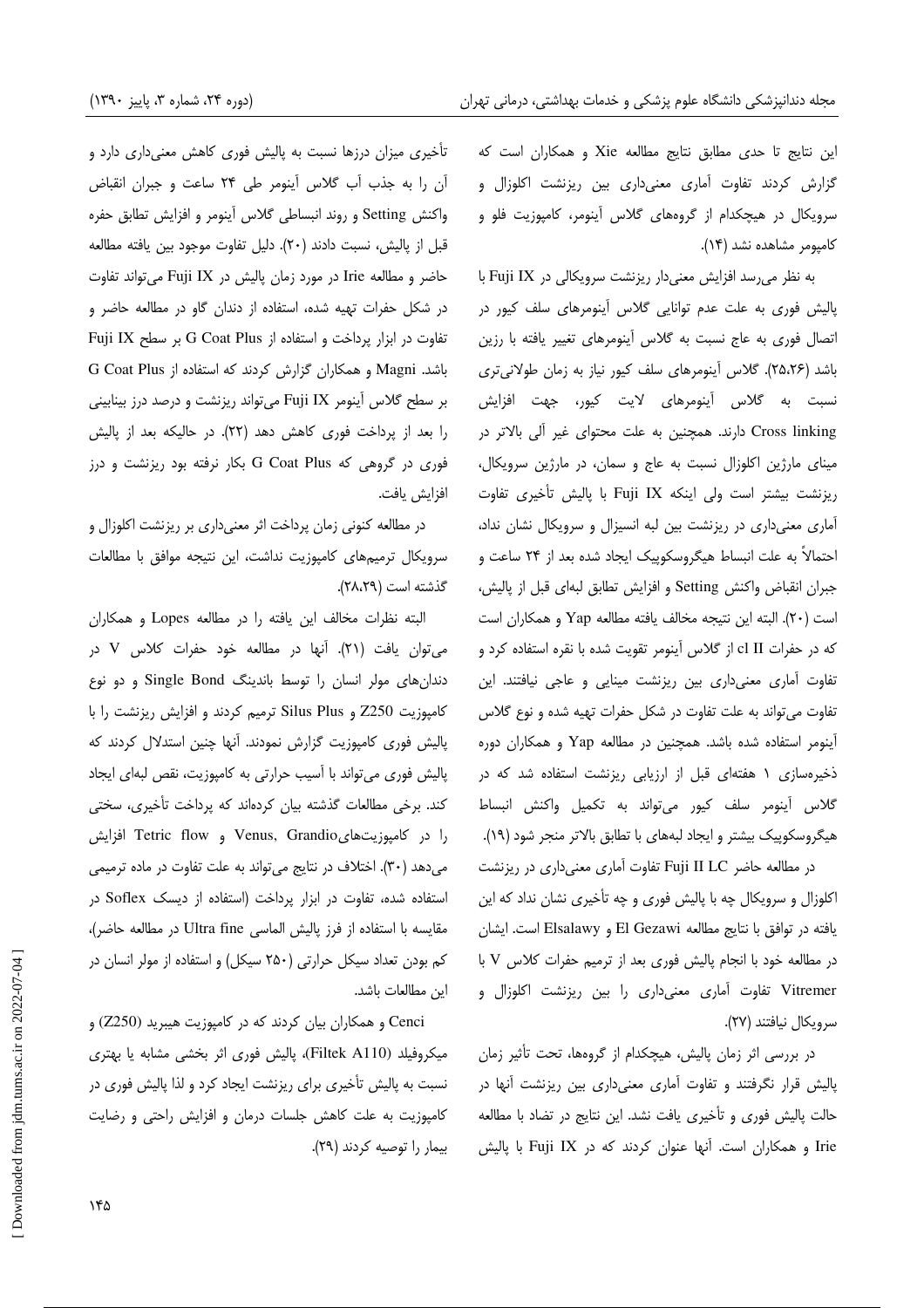این نتایج تا حدی مطابق نتایج مطالعه Xie و همکاران است که گزارش کردند تفاوت آماری معنی‌داری بین ریزنشت اکلوزال و سرویکال در هیچکدام از گروه‌های گلاس آینومر، کامپوزیت فلو و کامپومر مشاهده نشد (۱۴).

به نظر می‌رسد افزایش معنی‌دار ریزنشت سرویکالی در Fuji IX با پالیش فوری به علت عدم توانایی گلاس آینومرهای سلف کیور در اتصال فوری به عاج نسبت به گلاس آینومرهای تغییر یافته با رزین باشد (۲۵،۲۶). گلاس آینومرهای سلف کیور نیاز به زمان طولانی‌تری نسبت به گلاس آینومرهای لایت کیور، جهت افزایش Cross linking دارند. همچنین به علت محتوای غیر آلی بالاتر در مینای مارژین اکلوزال نسبت به عاج و سمان، در مارژین سرویکال، ریزنشت بیشتر است ولی اینکه Fuji IX با پالیش تأخیری تفاوت آماری معنی‌داری در ریزنشت بین لبه انسیزال و سرویکال نشان نداد، احتمالاً به علت انبساط هیگروسکوپیک ایجاد شده بعد از ۲۴ ساعت و جبران انقباض واکنش Setting و افزایش تطابق لبه‌ای قبل از پالیش، است (۲۰). البته این نتیجه مخالف یافته مطالعه Yap و همکاران است که در حفرات cl II از گلاس آینومر تقویت شده با نقره استفاده کرد و تفاوت آماری معنی‌داری بین ریزنشت مینایی و عاجی نیافتند. این تفاوت می‌تواند به علت تفاوت در شکل حفرات تهیه شده و نوع گلاس آینومر استفاده شده باشد. همچنین در مطالعه Yap و همکاران دوره ذخیره‌سازی ۱ هفته‌ای قبل از ارزیابی ریزنشت استفاده شد که در گلاس آینومر سلف کیور می‌تواند به تکمیل واکنش انبساط هیگروسکوپیک بیشتر و ایجاد لبه‌های با تطابق بالاتر منجر شود (۱۹).

در مطالعه حاضر Fuji II LC تفاوت آماری معنی‌داری در ریزنشت اکلوزال و سرویکال چه با پالیش فوری و چه تأخیری نشان نداد که این یافته در توافق با نتایج مطالعه El Gezawi و Elsalawy است. ایشان در مطالعه خود با انجام پالیش فوری بعد از ترمیم حفرات کلاس V با Vitremer تفاوت آماری معنی‌داری را بین ریزنشت اکلوزال و سرویکال نیافتند (۲۷).

در بررسی اثر زمان پالیش، هیچکدام از گروه‌ها، تحت تأثیر زمان پالیش قرار نگرفتند و تفاوت آماری معنی‌داری بین ریزنشت آنها در حالت پالیش فوری و تأخیری یافت نشد. این نتایج در تضاد با مطالعه Irie و همکاران است. آنها عنوان کردند که در Fuji IX با پالیش تأخیری میزان درزها نسبت به پالیش فوری کاهش معنی‌داری دارد و آن را به جذب آب گلاس آینومر طی ۲۴ ساعت و جبران انقباض واکنش Setting و روند انبساطی گلاس آینومر و افزایش تطابق حفره قبل از پالیش، نسبت دادند (۲۰). دلیل تفاوت موجود بین یافته مطالعه حاضر و مطالعه Irie در مورد زمان پالیش در Fuji IX می‌تواند تفاوت در شکل حفرات تهیه شده، استفاده از دندان گاو در مطالعه حاضر و تفاوت در ابزار پرداخت و استفاده از G Coat Plus بر سطح Fuji IX باشد. Magni و همکاران گزارش کردند که استفاده از G Coat Plus بر سطح گلاس آینومر Fuji IX می‌تواند ریزنشت و درصد درز بینابینی را بعد از پرداخت فوری کاهش دهد (۲۲). در حالیکه بعد از پالیش فوری در گروهی که G Coat Plus بکار نرفته بود ریزنشت و درز افزایش یافت.

در مطالعه کنونی زمان پرداخت اثر معنی‌داری بر ریزنشت اکلوزال و سرویکال ترمیم‌های کامپوزیت نداشت، این نتیجه موافق با مطالعات گذشته است (۲۸،۲۹).

البته نظرات مخالف این یافته را در مطالعه Lopes و همکاران می‌توان یافت (۲۱). آنها در مطالعه خود حفرات کلاس V در دندان‌های مولر انسان را توسط باندینگ Single Bond و دو نوع کامپوزیت Z250 و Silus Plus ترمیم کردند و افزایش ریزنشت را با پالیش فوری کامپوزیت گزارش نمودند. آنها چنین استدلال کردند که پالیش فوری می‌تواند با آسیب حرارتی به کامپوزیت، نقص لبه‌ای ایجاد کند. برخی مطالعات گذشته بیان کرده‌اند که پرداخت تأخیری، سختی را در کامپوزیت‌هایVenus, Grandio و Tetric flow افزایش می‌دهد (۳۰). اختلاف در نتایج می‌تواند به علت تفاوت در ماده ترمیمی استفاده شده، تفاوت در ابزار پرداخت (استفاده از دیسک Soflex در مقایسه با استفاده از فرز پالیش الماسی Ultra fine در مطالعه حاضر)، کم بودن تعداد سیکل حرارتی (۲۵۰ سیکل) و استفاده از مولر انسان در این مطالعات باشد.

Cenci و همکاران بیان کردند که در کامپوزیت هیبرید (Z250) و میکروفیلد (Filtek A110)، پالیش فوری اثر بخشی مشابه یا بهتری نسبت به پالیش تأخیری برای ریزنشت ایجاد کرد و لذا پالیش فوری در کامپوزیت به علت کاهش جلسات درمان و افزایش راحتی و رضایت بیمار را توصیه کردند (۲۹).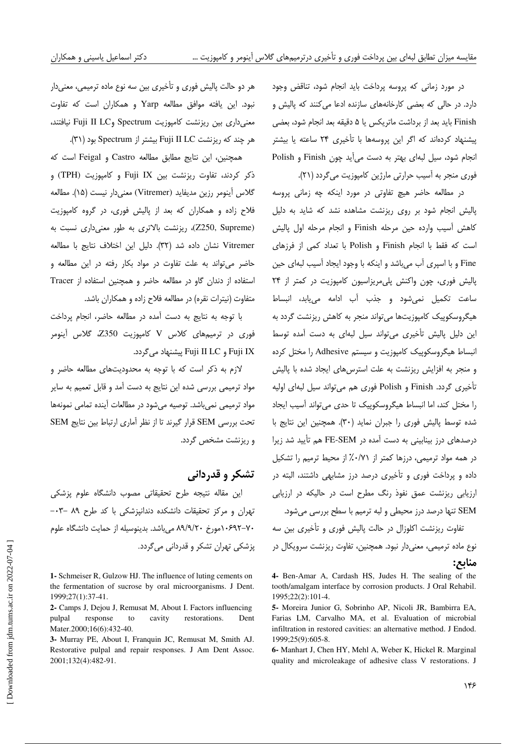در مورد زمانی که پروسه پرداخت باید انجام شود، تناقض وجود دارد. در حالی که بعضی کارخانه‌های سازنده ادعا می‌کنند که پالیش و Finish باید بعد از برداشت ماتریکس یا ۵ دقیقه بعد انجام شود، بعضی پیشنهاد کرده‌اند که اگر این پروسه‌ها با تأخیری ۲۴ ساعته یا بیشتر انجام شود، سیل لبه‌ای بهتر به دست می‌آید چون Finish و Polish فوری منجر به آسیب حرارتی مارژین کامپوزیت می‌گردد (۲۱).

در مطالعه حاضر هیچ تفاوتی در مورد اینکه چه زمانی پروسه پالیش انجام شود بر روی ریزنشت مشاهده نشد که شاید به دلیل کاهش آسیب وارده حین مرحله Finish و انجام مرحله اول پالیش است که فقط با انجام Finish و Polish با تعداد کمی از فرزهای Fine و با اسپری آب می‌باشد و اینکه با وجود ایجاد آسیب لبه‌ای حین پالیش فوری، چون واکنش پلی‌مریزاسیون کامپوزیت در کمتر از ۲۴ ساعت تکمیل نمی‌شود و جذب آب ادامه می‌یابد، انبساط هیگروسکوپیک کامپوزیت‌ها می‌تواند منجر به کاهش ریزنشت گردد به این دلیل پالیش تأخیری می‌تواند سیل لبه‌ای به دست آمده توسط انبساط هیگروسکوپیک کامپوزیت و سیستم Adhesive را مختل کرده و منجر به افزایش ریزنشت به علت استرس‌های ایجاد شده با پالیش تأخیری گردد. Finish و Polish فوری هم می‌تواند سیل لبه‌ای اولیه را مختل کند، اما انبساط هیگروسکوپیک تا حدی می‌تواند آسیب ایجاد شده توسط پالیش فوری را جبران نماید (۳۰). همچنین این نتایج با درصدهای درز بینابینی به دست آمده در FE-SEM هم تأیید شد زیرا در همه مواد ترمیمی، درزها کمتر از ۰/۷۱٪ از محیط ترمیم را تشکیل داده و پرداخت فوری و تأخیری درصد درز مشابهی داشتند، البته در ارزیابی ریزنشت عمق نفوذ رنگ مطرح است در حالیکه در ارزیابی SEM تنها درصد درز محیطی و لبه ترمیم با سطح بررسی می‌شود.

تفاوت ریزنشت اکلوزال در حالت پالیش فوری و تأخیری بین سه نوع ماده ترمیمی، معنی‌دار نبود. همچنین، تفاوت ریزنشت سرویکال در هر دو حالت پالیش فوری و تأخیری بین سه نوع ماده ترمیمی، معنی‌دار نبود. این یافته موافق مطالعه Yarp و همکاران است که تفاوت معنی‌داری بین ریزنشت کامپوزیت Spectrum وFuji II LC نیافتند، هر چند که ریزنشت Fuji II LC بیشتر از Spectrum بود (۳۱).

همچنین، این نتایج مطابق مطالعه Castro و Feigal است که ذکر کردند، تفاوت ریزنشت بین Fuji IX و کامپوزیت (TPH) و گلاس آینومر رزین مدیفاید (Vitremer) معنی‌دار نیست (۱۵). مطالعه فلاح زاده و همکاران که بعد از پالیش فوری، در گروه کامپوزیت (Z250, Supreme)، ریزنشت بالاتری به طور معنی‌داری نسبت به Vitremer نشان داده شد (۳۲). دلیل این اختلاف نتایج با مطالعه حاضر می‌تواند به علت تفاوت در مواد بکار رفته در این مطالعه و استفاده از دندان گاو در مطالعه حاضر و همچنین استفاده از Tracer متفاوت (نیترات نقره) در مطالعه فلاح زاده و همکاران باشد.

با توجه به نتایج به دست آمده در مطالعه حاضر، انجام پرداخت فوری در ترمیم‌های کلاس V کامپوزیت Z350، گلاس آینومر Fuji IX و Fuji II LC پیشنهاد می‌گردد.

لازم به ذکر است که با توجه به محدودیت‌های مطالعه حاضر و مواد ترمیمی بررسی شده این نتایج به دست آمد و قابل تعمیم به سایر مواد ترمیمی نمی‌باشد. توصیه می‌شود در مطالعات آینده تمامی نمونه‌ها تحت بررسی SEM قرار گیرند تا از نظر آماری ارتباط بین نتایج SEM و ریزنشت مشخص گردد.

## تشکر و قدردانی

این مقاله نتیجه طرح تحقیقاتی مصوب دانشگاه علوم پزشکی تهران و مرکز تحقیقات دانشکده دندانپزشکی با کد طرح ۸۹ -۰۳-۷۰-۱۰۶۹۲مورخ ۸۹/۹/۲۰ می‌باشد. بدینوسیله از حمایت دانشگاه علوم پزشکی تهران تشکر و قدردانی می‌گردد.

## منابع:

1- Schmeiser R, Gulzow HJ. The influence of luting cements on the fermentation of sucrose by oral microorganisms. J Dent. 1999;27(1):37-41.

2- Camps J, Dejou J, Remusat M, About I. Factors influencing pulpal response to cavity restorations. Dent Mater.2000;16(6):432-40.

3- Murray PE, About I, Franquin JC, Remusat M, Smith AJ. Restorative pulpal and repair responses. J Am Dent Assoc. 2001;132(4):482-91.

4- Ben-Amar A, Cardash HS, Judes H. The sealing of the tooth/amalgam interface by corrosion products. J Oral Rehabil. 1995;22(2):101-4.

5- Moreira Junior G, Sobrinho AP, Nicoli JR, Bambirra EA, Farias LM, Carvalho MA, et al. Evaluation of microbial infiltration in restored cavities: an alternative method. J Endod. 1999;25(9):605-8.

6- Manhart J, Chen HY, Mehl A, Weber K, Hickel R. Marginal quality and microleakage of adhesive class V restorations. J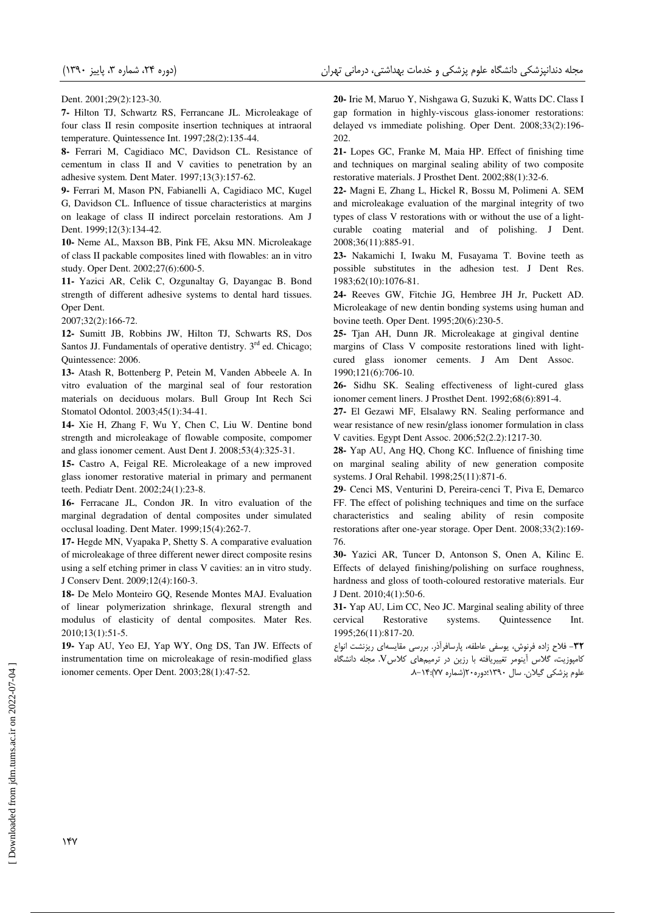Dent. 2001;29(2):123-30.

**7-** Hilton TJ, Schwartz RS, Ferrancane JL. Microleakage of four class II resin composite insertion techniques at intraoral temperature. Quintessence Int. 1997;28(2):135-44.

**8-** Ferrari M, Cagidiaco MC, Davidson CL. Resistance of cementum in class II and V cavities to penetration by an adhesive system. Dent Mater. 1997;13(3):157-62.

**9-** Ferrari M, Mason PN, Fabianelli A, Cagidiaco MC, Kugel G, Davidson CL. Influence of tissue characteristics at margins on leakage of class II indirect porcelain restorations. Am J Dent. 1999;12(3):134-42.

**10-** Neme AL, Maxson BB, Pink FE, Aksu MN. Microleakage of class II packable composites lined with flowables: an in vitro study. Oper Dent. 2002;27(6):600-5.

**11-** Yazici AR, Celik C, Ozgunaltay G, Dayangac B. Bond strength of different adhesive systems to dental hard tissues. Oper Dent. 2007;32(2):166-72.

**12-** Sumitt JB, Robbins JW, Hilton TJ, Schwarts RS, Dos Santos JJ. Fundamentals of operative dentistry. 3rd ed. Chicago; Quintessence: 2006.

**13-** Atash R, Bottenberg P, Petein M, Vanden Abbeele A. In vitro evaluation of the marginal seal of four restoration materials on deciduous molars. Bull Group Int Rech Sci Stomatol Odontol. 2003;45(1):34-41.

**14-** Xie H, Zhang F, Wu Y, Chen C, Liu W. Dentine bond strength and microleakage of flowable composite, compomer and glass ionomer cement. Aust Dent J. 2008;53(4):325-31.

**15-** Castro A, Feigal RE. Microleakage of a new improved glass ionomer restorative material in primary and permanent teeth. Pediatr Dent. 2002;24(1):23-8.

**16-** Ferracane JL, Condon JR. In vitro evaluation of the marginal degradation of dental composites under simulated occlusal loading. Dent Mater. 1999;15(4):262-7.

**17-** Hegde MN, Vyapaka P, Shetty S. A comparative evaluation of microleakage of three different newer direct composite resins using a self etching primer in class V cavities: an in vitro study. J Conserv Dent. 2009;12(4):160-3.

**18-** De Melo Monteiro GQ, Resende Montes MAJ. Evaluation of linear polymerization shrinkage, flexural strength and modulus of elasticity of dental composites. Mater Res. 2010;13(1):51-5.

**19-** Yap AU, Yeo EJ, Yap WY, Ong DS, Tan JW. Effects of instrumentation time on microleakage of resin-modified glass ionomer cements. Oper Dent. 2003;28(1):47-52.

**20-** Irie M, Maruo Y, Nishgawa G, Suzuki K, Watts DC. Class I gap formation in highly-viscous glass-ionomer restorations: delayed vs immediate polishing. Oper Dent. 2008;33(2):196-202.

**21-** Lopes GC, Franke M, Maia HP. Effect of finishing time and techniques on marginal sealing ability of two composite restorative materials. J Prosthet Dent. 2002;88(1):32-6.

**22-** Magni E, Zhang L, Hickel R, Bossu M, Polimeni A. SEM and microleakage evaluation of the marginal integrity of two types of class V restorations with or without the use of a light-curable coating material and of polishing. J Dent. 2008;36(11):885-91.

**23-** Nakamichi I, Iwaku M, Fusayama T. Bovine teeth as possible substitutes in the adhesion test. J Dent Res. 1983;62(10):1076-81.

**24-** Reeves GW, Fitchie JG, Hembree JH Jr, Puckett AD. Microleakage of new dentin bonding systems using human and bovine teeth. Oper Dent. 1995;20(6):230-5.

**25-** Tjan AH, Dunn JR. Microleakage at gingival dentine margins of Class V composite restorations lined with light-cured glass ionomer cements. J Am Dent Assoc. 1990;121(6):706-10.

**26-** Sidhu SK. Sealing effectiveness of light-cured glass ionomer cement liners. J Prosthet Dent. 1992;68(6):891-4.

**27-** El Gezawi MF, Elsalawy RN. Sealing performance and wear resistance of new resin/glass ionomer formulation in class V cavities. Egypt Dent Assoc. 2006;52(2.2):1217-30.

**28-** Yap AU, Ang HQ, Chong KC. Influence of finishing time on marginal sealing ability of new generation composite systems. J Oral Rehabil. 1998;25(11):871-6.

**29**- Cenci MS, Venturini D, Pereira-cenci T, Piva E, Demarco FF. The effect of polishing techniques and time on the surface characteristics and sealing ability of resin composite restorations after one-year storage. Oper Dent. 2008;33(2):169-76.

**30-** Yazici AR, Tuncer D, Antonson S, Onen A, Kilinc E. Effects of delayed finishing/polishing on surface roughness, hardness and gloss of tooth-coloured restorative materials. Eur J Dent. 2010;4(1):50-6.

**31-** Yap AU, Lim CC, Neo JC. Marginal sealing ability of three cervical Restorative systems. Quintessence Int. 1995;26(11):817-20.

**۳۲**- فلاح زاده فرنوش، یوسفی عاطفه، پارسافرآذر. بررسی مقایسه‌ای ریزنشت انواع کامپوزیت، گلاس آینومر تغییریافته با رزین در ترمیم‌های کلاسV. مجله دانشگاه علوم پزشکی گیلان. سال ۱۳۹۰؛دوره۲۰(شماره ۷۷):۱۴-۸.